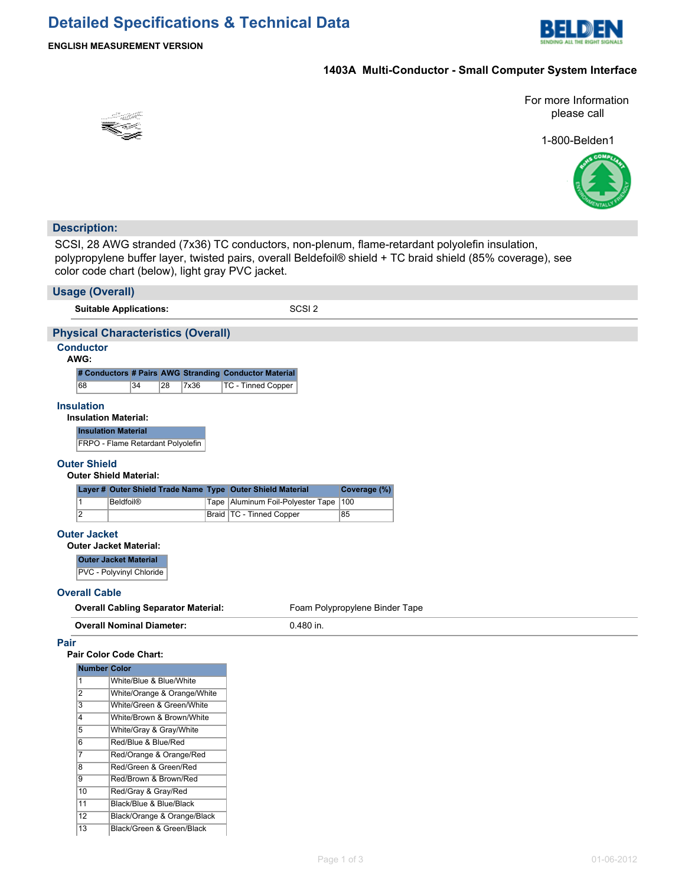# Detailed Specifications & Technical Data

**ENGLISH MEASUREMENT VERSION**

**1403A Multi-Conductor - Small Computer System Interface**

For more Information please call

1-800-Belden1

## Description:

SCSI, 28 AWG stranded (7x36) TC conductors, non-plenum, flame-retardant polyolefin insulation, polypropylene buffer layer, twisted pairs, overall Beldefoil® shield + TC braid shield (85% coverage), see color code chart (below), light gray PVC jacket.

## Usage (Overall)

**Suitable Applications:** SCSI 2

## Physical Characteristics (Overall)

### Conductor

**AWG:**

| # Conductors | # Pairs | AWG | Stranding | Conductor Material |
|---|---|---|---|---|
| 68 | 34 | 28 | 7x36 | TC - Tinned Copper |

### Insulation

**Insulation Material:**

| Insulation Material |
|---|
| FRPO - Flame Retardant Polyolefin |

### Outer Shield

**Outer Shield Material:**

| Layer # | Outer Shield Trade Name | Type | Outer Shield Material | Coverage (%) |
|---|---|---|---|---|
| 1 | Beldfoil® | Tape | Aluminum Foil-Polyester Tape | 100 |
| 2 | | Braid | TC - Tinned Copper | 85 |

### Outer Jacket

**Outer Jacket Material:**

| Outer Jacket Material |
|---|
| PVC - Polyvinyl Chloride |

### Overall Cable

**Overall Cabling Separator Material:** Foam Polypropylene Binder Tape

**Overall Nominal Diameter:** 0.480 in.

### Pair

**Pair Color Code Chart:**

| Number | Color |
|---|---|
| 1 | White/Blue & Blue/White |
| 2 | White/Orange & Orange/White |
| 3 | White/Green & Green/White |
| 4 | White/Brown & Brown/White |
| 5 | White/Gray & Gray/White |
| 6 | Red/Blue & Blue/Red |
| 7 | Red/Orange & Orange/Red |
| 8 | Red/Green & Green/Red |
| 9 | Red/Brown & Brown/Red |
| 10 | Red/Gray & Gray/Red |
| 11 | Black/Blue & Blue/Black |
| 12 | Black/Orange & Orange/Black |
| 13 | Black/Green & Green/Black |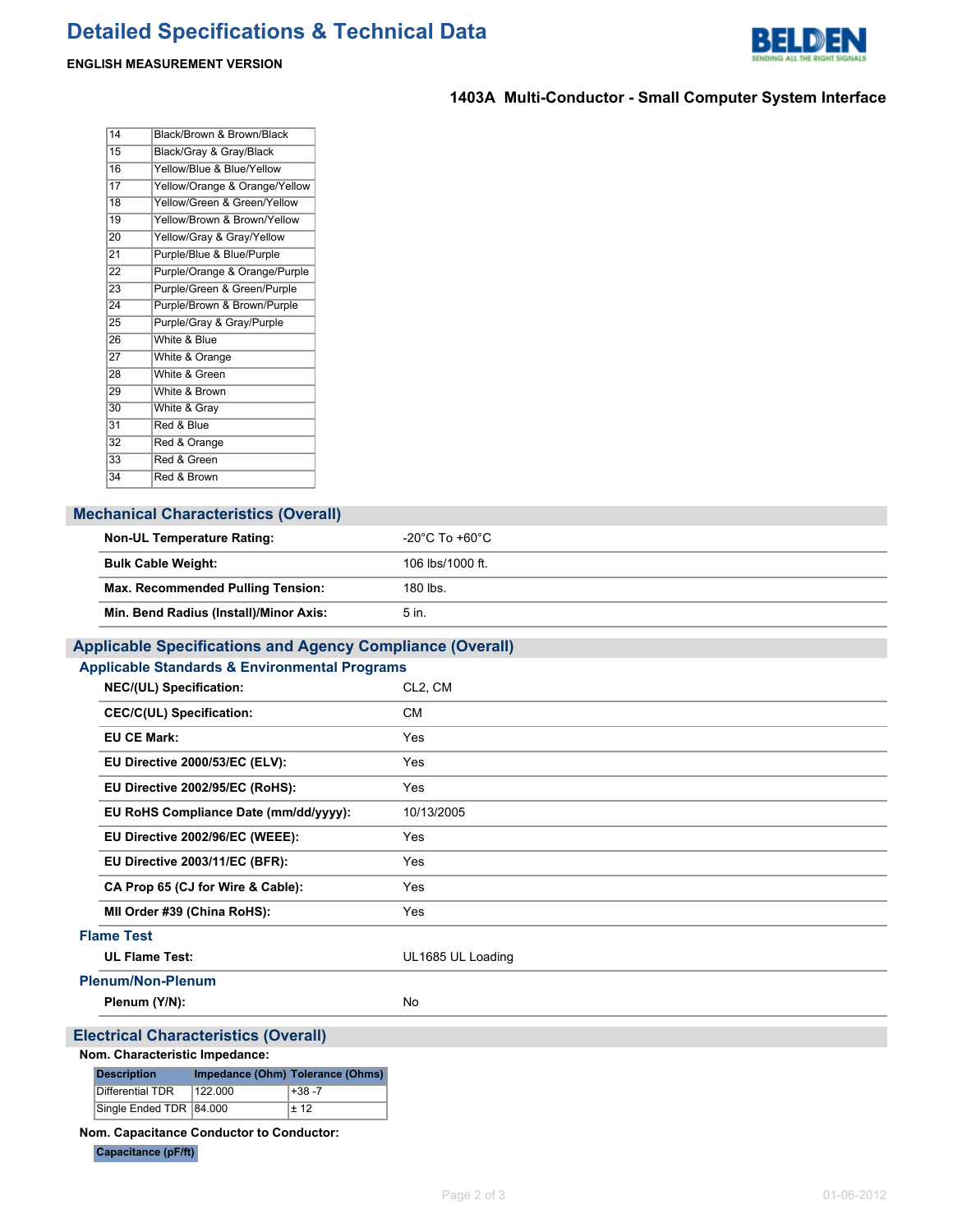# Detailed Specifications & Technical Data

**ENGLISH MEASUREMENT VERSION**

**1403A Multi-Conductor - Small Computer System Interface**

| | |
|---|---|
| 14 | Black/Brown & Brown/Black |
| 15 | Black/Gray & Gray/Black |
| 16 | Yellow/Blue & Blue/Yellow |
| 17 | Yellow/Orange & Orange/Yellow |
| 18 | Yellow/Green & Green/Yellow |
| 19 | Yellow/Brown & Brown/Yellow |
| 20 | Yellow/Gray & Gray/Yellow |
| 21 | Purple/Blue & Blue/Purple |
| 22 | Purple/Orange & Orange/Purple |
| 23 | Purple/Green & Green/Purple |
| 24 | Purple/Brown & Brown/Purple |
| 25 | Purple/Gray & Gray/Purple |
| 26 | White & Blue |
| 27 | White & Orange |
| 28 | White & Green |
| 29 | White & Brown |
| 30 | White & Gray |
| 31 | Red & Blue |
| 32 | Red & Orange |
| 33 | Red & Green |
| 34 | Red & Brown |

## Mechanical Characteristics (Overall)

| | |
|---|---|
| **Non-UL Temperature Rating:** | -20°C To +60°C |
| **Bulk Cable Weight:** | 106 lbs/1000 ft. |
| **Max. Recommended Pulling Tension:** | 180 lbs. |
| **Min. Bend Radius (Install)/Minor Axis:** | 5 in. |

## Applicable Specifications and Agency Compliance (Overall)

### Applicable Standards & Environmental Programs

| | |
|---|---|
| **NEC/(UL) Specification:** | CL2, CM |
| **CEC/C(UL) Specification:** | CM |
| **EU CE Mark:** | Yes |
| **EU Directive 2000/53/EC (ELV):** | Yes |
| **EU Directive 2002/95/EC (RoHS):** | Yes |
| **EU RoHS Compliance Date (mm/dd/yyyy):** | 10/13/2005 |
| **EU Directive 2002/96/EC (WEEE):** | Yes |
| **EU Directive 2003/11/EC (BFR):** | Yes |
| **CA Prop 65 (CJ for Wire & Cable):** | Yes |
| **MII Order #39 (China RoHS):** | Yes |

### Flame Test

| | |
|---|---|
| **UL Flame Test:** | UL1685 UL Loading |

### Plenum/Non-Plenum

| | |
|---|---|
| **Plenum (Y/N):** | No |

## Electrical Characteristics (Overall)

**Nom. Characteristic Impedance:**

| Description | Impedance (Ohm) | Tolerance (Ohms) |
|---|---|---|
| Differential TDR | 122.000 | +38 -7 |
| Single Ended TDR | 84.000 | ± 12 |

**Nom. Capacitance Conductor to Conductor:**

| Capacitance (pF/ft) |
|---|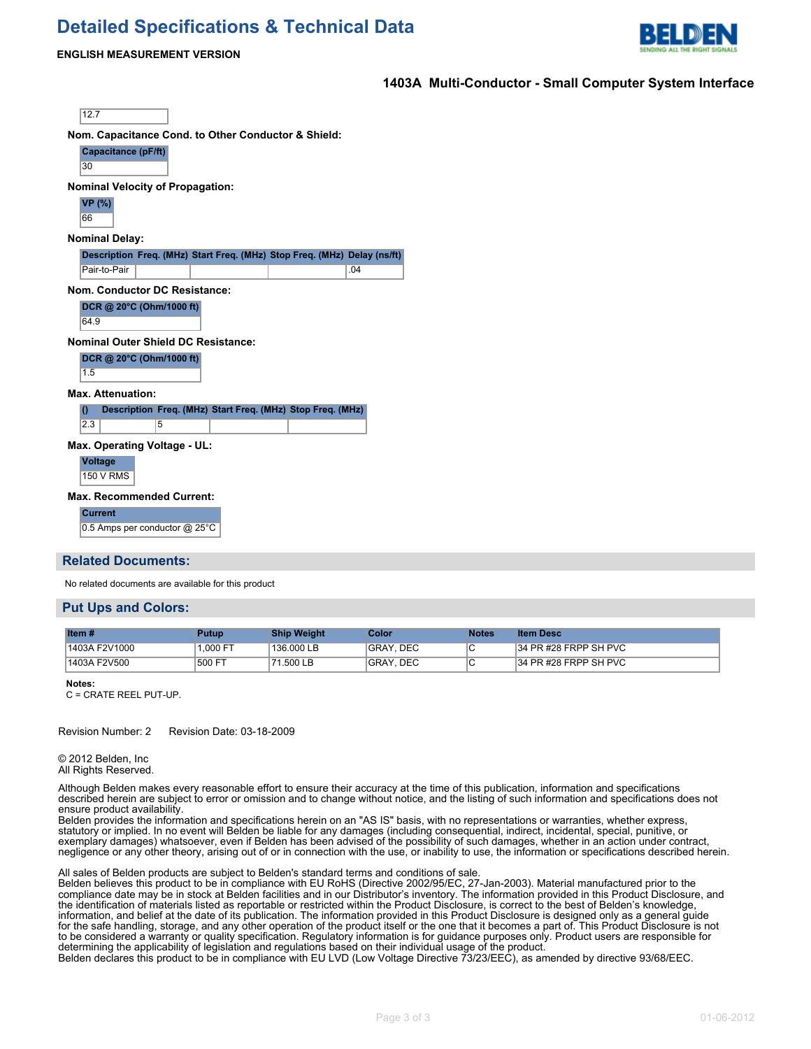| |
|---|
| 12.7 |

**Nom. Capacitance Cond. to Other Conductor & Shield:**

| Capacitance (pF/ft) |
|---|
| 30 |

**Nominal Velocity of Propagation:**

| VP (%) |
|---|
| 66 |

**Nominal Delay:**

| Description | Freq. (MHz) | Start Freq. (MHz) | Stop Freq. (MHz) | Delay (ns/ft) |
|---|---|---|---|---|
| Pair-to-Pair | | | | .04 |

**Nom. Conductor DC Resistance:**

| DCR @ 20°C (Ohm/1000 ft) |
|---|
| 64.9 |

**Nominal Outer Shield DC Resistance:**

| DCR @ 20°C (Ohm/1000 ft) |
|---|
| 1.5 |

**Max. Attenuation:**

| () | Description | Freq. (MHz) | Start Freq. (MHz) | Stop Freq. (MHz) |
|---|---|---|---|---|
| 2.3 | | 5 | | |

**Max. Operating Voltage - UL:**

| Voltage |
|---|
| 150 V RMS |

**Max. Recommended Current:**

| Current |
|---|
| 0.5 Amps per conductor @ 25°C |

## Related Documents:

No related documents are available for this product

## Put Ups and Colors:

| Item # | Putup | Ship Weight | Color | Notes | Item Desc |
|---|---|---|---|---|---|
| 1403A F2V1000 | 1,000 FT | 136.000 LB | GRAY, DEC | C | 34 PR #28 FRPP SH PVC |
| 1403A F2V500 | 500 FT | 71.500 LB | GRAY, DEC | C | 34 PR #28 FRPP SH PVC |

**Notes:**
C = CRATE REEL PUT-UP.

Revision Number: 2    Revision Date: 03-18-2009

© 2012 Belden, Inc
All Rights Reserved.

Although Belden makes every reasonable effort to ensure their accuracy at the time of this publication, information and specifications described herein are subject to error or omission and to change without notice, and the listing of such information and specifications does not ensure product availability.
Belden provides the information and specifications herein on an "AS IS" basis, with no representations or warranties, whether express, statutory or implied. In no event will Belden be liable for any damages (including consequential, indirect, incidental, special, punitive, or exemplary damages) whatsoever, even if Belden has been advised of the possibility of such damages, whether in an action under contract, negligence or any other theory, arising out of or in connection with the use, or inability to use, the information or specifications described herein.

All sales of Belden products are subject to Belden's standard terms and conditions of sale.
Belden believes this product to be in compliance with EU RoHS (Directive 2002/95/EC, 27-Jan-2003). Material manufactured prior to the compliance date may be in stock at Belden facilities and in our Distributor's inventory. The information provided in this Product Disclosure, and the identification of materials listed as reportable or restricted within the Product Disclosure, is correct to the best of Belden's knowledge, information, and belief at the date of its publication. The information provided in this Product Disclosure is designed only as a general guide for the safe handling, storage, and any other operation of the product itself or the one that it becomes a part of. This Product Disclosure is not to be considered a warranty or quality specification. Regulatory information is for guidance purposes only. Product users are responsible for determining the applicability of legislation and regulations based on their individual usage of the product.
Belden declares this product to be in compliance with EU LVD (Low Voltage Directive 73/23/EEC), as amended by directive 93/68/EEC.